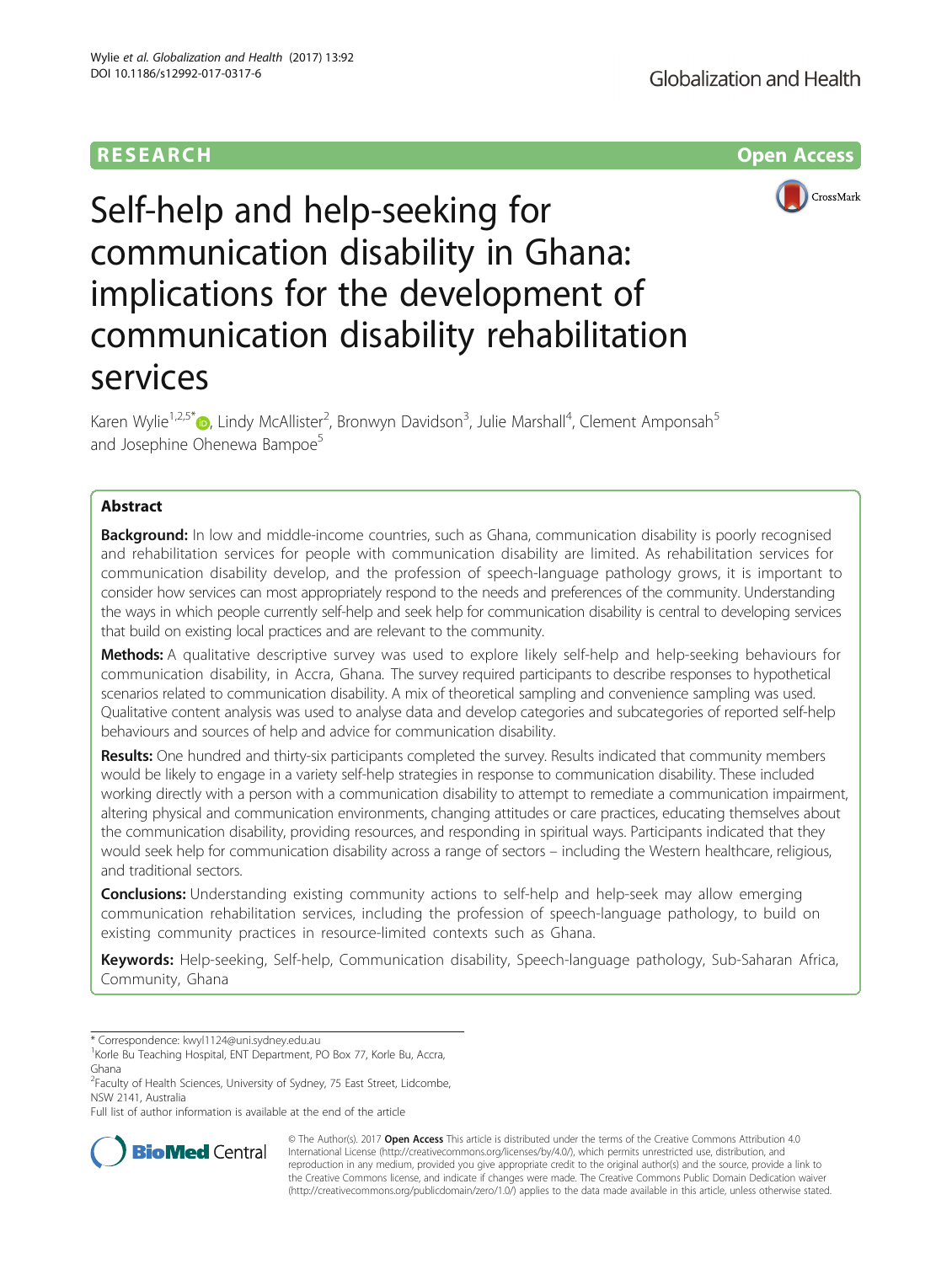RESEARCH

Open Access

# Self-help and help-seeking for communication disability in Ghana: implications for the development of communication disability rehabilitation services

Karen Wylie[1,2,5*], Lindy McAllister[2], Bronwyn Davidson[3], Julie Marshall[4], Clement Amponsah[5] and Josephine Ohenewa Bampoe[5]

## Abstract

**Background:** In low and middle-income countries, such as Ghana, communication disability is poorly recognised and rehabilitation services for people with communication disability are limited. As rehabilitation services for communication disability develop, and the profession of speech-language pathology grows, it is important to consider how services can most appropriately respond to the needs and preferences of the community. Understanding the ways in which people currently self-help and seek help for communication disability is central to developing services that build on existing local practices and are relevant to the community.

**Methods:** A qualitative descriptive survey was used to explore likely self-help and help-seeking behaviours for communication disability, in Accra, Ghana. The survey required participants to describe responses to hypothetical scenarios related to communication disability. A mix of theoretical sampling and convenience sampling was used. Qualitative content analysis was used to analyse data and develop categories and subcategories of reported self-help behaviours and sources of help and advice for communication disability.

**Results:** One hundred and thirty-six participants completed the survey. Results indicated that community members would be likely to engage in a variety self-help strategies in response to communication disability. These included working directly with a person with a communication disability to attempt to remediate a communication impairment, altering physical and communication environments, changing attitudes or care practices, educating themselves about the communication disability, providing resources, and responding in spiritual ways. Participants indicated that they would seek help for communication disability across a range of sectors – including the Western healthcare, religious, and traditional sectors.

**Conclusions:** Understanding existing community actions to self-help and help-seek may allow emerging communication rehabilitation services, including the profession of speech-language pathology, to build on existing community practices in resource-limited contexts such as Ghana.

**Keywords:** Help-seeking, Self-help, Communication disability, Speech-language pathology, Sub-Saharan Africa, Community, Ghana

---

\* Correspondence: kwyl1124@uni.sydney.edu.au

[1]Korle Bu Teaching Hospital, ENT Department, PO Box 77, Korle Bu, Accra, Ghana

[2]Faculty of Health Sciences, University of Sydney, 75 East Street, Lidcombe, NSW 2141, Australia

Full list of author information is available at the end of the article

© The Author(s). 2017 **Open Access** This article is distributed under the terms of the Creative Commons Attribution 4.0 International License (http://creativecommons.org/licenses/by/4.0/), which permits unrestricted use, distribution, and reproduction in any medium, provided you give appropriate credit to the original author(s) and the source, provide a link to the Creative Commons license, and indicate if changes were made. The Creative Commons Public Domain Dedication waiver (http://creativecommons.org/publicdomain/zero/1.0/) applies to the data made available in this article, unless otherwise stated.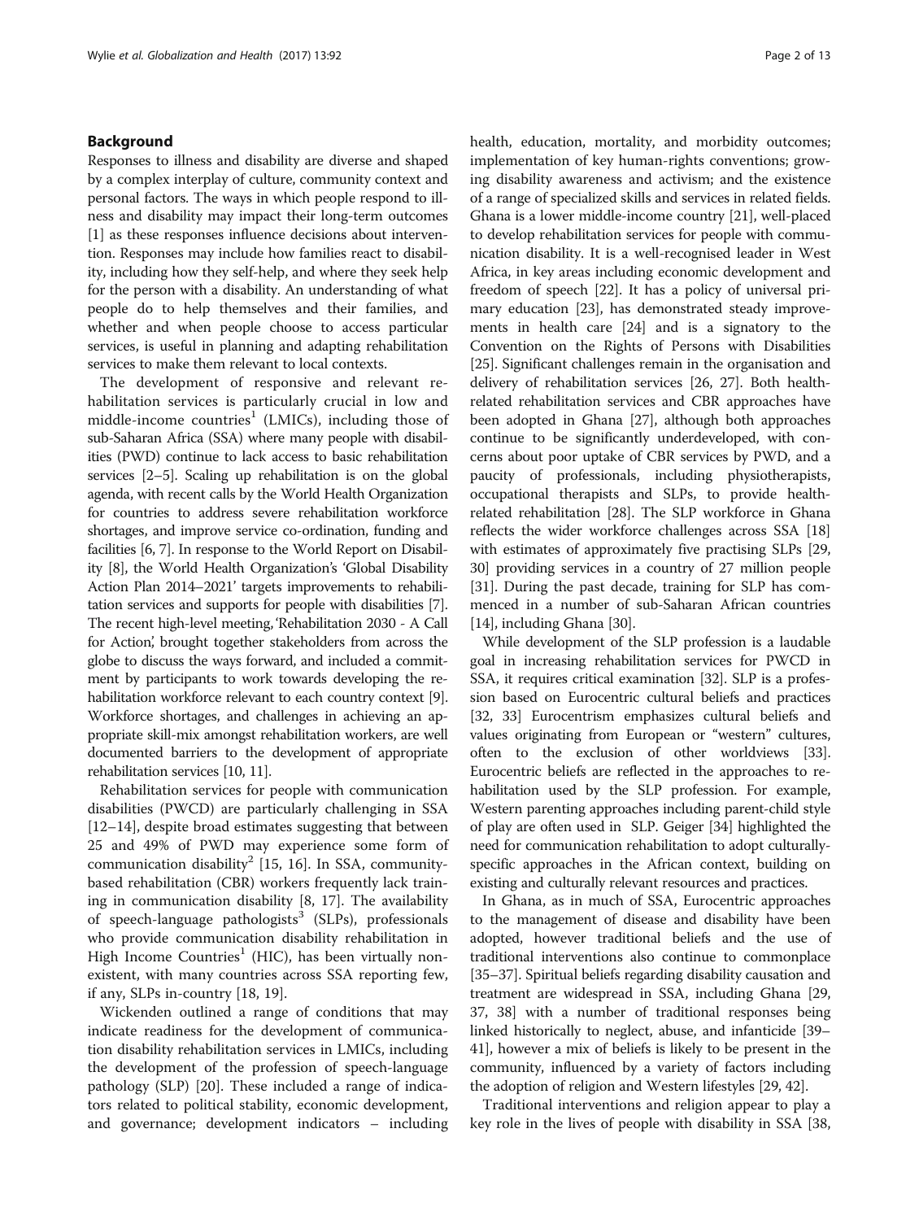## Background

Responses to illness and disability are diverse and shaped by a complex interplay of culture, community context and personal factors. The ways in which people respond to illness and disability may impact their long-term outcomes [1] as these responses influence decisions about intervention. Responses may include how families react to disability, including how they self-help, and where they seek help for the person with a disability. An understanding of what people do to help themselves and their families, and whether and when people choose to access particular services, is useful in planning and adapting rehabilitation services to make them relevant to local contexts.

The development of responsive and relevant rehabilitation services is particularly crucial in low and middle-income countries[1] (LMICs), including those of sub-Saharan Africa (SSA) where many people with disabilities (PWD) continue to lack access to basic rehabilitation services [2–5]. Scaling up rehabilitation is on the global agenda, with recent calls by the World Health Organization for countries to address severe rehabilitation workforce shortages, and improve service co-ordination, funding and facilities [6, 7]. In response to the World Report on Disability [8], the World Health Organization's 'Global Disability Action Plan 2014–2021' targets improvements to rehabilitation services and supports for people with disabilities [7]. The recent high-level meeting, 'Rehabilitation 2030 - A Call for Action', brought together stakeholders from across the globe to discuss the ways forward, and included a commitment by participants to work towards developing the rehabilitation workforce relevant to each country context [9]. Workforce shortages, and challenges in achieving an appropriate skill-mix amongst rehabilitation workers, are well documented barriers to the development of appropriate rehabilitation services [10, 11].

Rehabilitation services for people with communication disabilities (PWCD) are particularly challenging in SSA [12–14], despite broad estimates suggesting that between 25 and 49% of PWD may experience some form of communication disability[2] [15, 16]. In SSA, community-based rehabilitation (CBR) workers frequently lack training in communication disability [8, 17]. The availability of speech-language pathologists[3] (SLPs), professionals who provide communication disability rehabilitation in High Income Countries[1] (HIC), has been virtually non-existent, with many countries across SSA reporting few, if any, SLPs in-country [18, 19].

Wickenden outlined a range of conditions that may indicate readiness for the development of communication disability rehabilitation services in LMICs, including the development of the profession of speech-language pathology (SLP) [20]. These included a range of indicators related to political stability, economic development, and governance; development indicators – including health, education, mortality, and morbidity outcomes; implementation of key human-rights conventions; growing disability awareness and activism; and the existence of a range of specialized skills and services in related fields. Ghana is a lower middle-income country [21], well-placed to develop rehabilitation services for people with communication disability. It is a well-recognised leader in West Africa, in key areas including economic development and freedom of speech [22]. It has a policy of universal primary education [23], has demonstrated steady improvements in health care [24] and is a signatory to the Convention on the Rights of Persons with Disabilities [25]. Significant challenges remain in the organisation and delivery of rehabilitation services [26, 27]. Both health-related rehabilitation services and CBR approaches have been adopted in Ghana [27], although both approaches continue to be significantly underdeveloped, with concerns about poor uptake of CBR services by PWD, and a paucity of professionals, including physiotherapists, occupational therapists and SLPs, to provide health-related rehabilitation [28]. The SLP workforce in Ghana reflects the wider workforce challenges across SSA [18] with estimates of approximately five practising SLPs [29, 30] providing services in a country of 27 million people [31]. During the past decade, training for SLP has commenced in a number of sub-Saharan African countries [14], including Ghana [30].

While development of the SLP profession is a laudable goal in increasing rehabilitation services for PWCD in SSA, it requires critical examination [32]. SLP is a profession based on Eurocentric cultural beliefs and practices [32, 33] Eurocentrism emphasizes cultural beliefs and values originating from European or "western" cultures, often to the exclusion of other worldviews [33]. Eurocentric beliefs are reflected in the approaches to rehabilitation used by the SLP profession. For example, Western parenting approaches including parent-child style of play are often used in SLP. Geiger [34] highlighted the need for communication rehabilitation to adopt culturally-specific approaches in the African context, building on existing and culturally relevant resources and practices.

In Ghana, as in much of SSA, Eurocentric approaches to the management of disease and disability have been adopted, however traditional beliefs and the use of traditional interventions also continue to commonplace [35–37]. Spiritual beliefs regarding disability causation and treatment are widespread in SSA, including Ghana [29, 37, 38] with a number of traditional responses being linked historically to neglect, abuse, and infanticide [39–41], however a mix of beliefs is likely to be present in the community, influenced by a variety of factors including the adoption of religion and Western lifestyles [29, 42].

Traditional interventions and religion appear to play a key role in the lives of people with disability in SSA [38,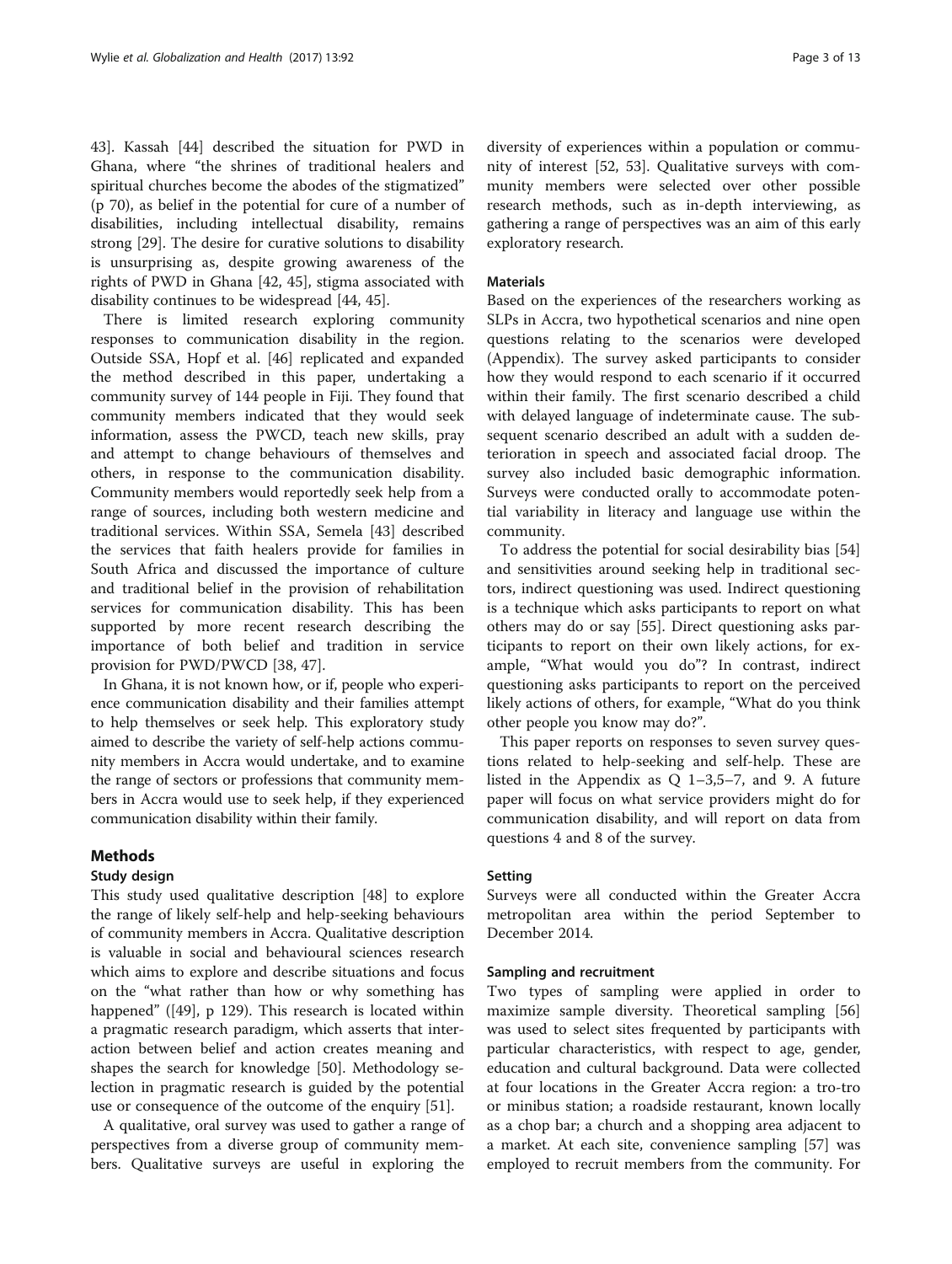43]. Kassah [44] described the situation for PWD in Ghana, where "the shrines of traditional healers and spiritual churches become the abodes of the stigmatized" (p 70), as belief in the potential for cure of a number of disabilities, including intellectual disability, remains strong [29]. The desire for curative solutions to disability is unsurprising as, despite growing awareness of the rights of PWD in Ghana [42, 45], stigma associated with disability continues to be widespread [44, 45].

There is limited research exploring community responses to communication disability in the region. Outside SSA, Hopf et al. [46] replicated and expanded the method described in this paper, undertaking a community survey of 144 people in Fiji. They found that community members indicated that they would seek information, assess the PWCD, teach new skills, pray and attempt to change behaviours of themselves and others, in response to the communication disability. Community members would reportedly seek help from a range of sources, including both western medicine and traditional services. Within SSA, Semela [43] described the services that faith healers provide for families in South Africa and discussed the importance of culture and traditional belief in the provision of rehabilitation services for communication disability. This has been supported by more recent research describing the importance of both belief and tradition in service provision for PWD/PWCD [38, 47].

In Ghana, it is not known how, or if, people who experience communication disability and their families attempt to help themselves or seek help. This exploratory study aimed to describe the variety of self-help actions community members in Accra would undertake, and to examine the range of sectors or professions that community members in Accra would use to seek help, if they experienced communication disability within their family.

## Methods

### Study design

This study used qualitative description [48] to explore the range of likely self-help and help-seeking behaviours of community members in Accra. Qualitative description is valuable in social and behavioural sciences research which aims to explore and describe situations and focus on the "what rather than how or why something has happened" ([49], p 129). This research is located within a pragmatic research paradigm, which asserts that interaction between belief and action creates meaning and shapes the search for knowledge [50]. Methodology selection in pragmatic research is guided by the potential use or consequence of the outcome of the enquiry [51].

A qualitative, oral survey was used to gather a range of perspectives from a diverse group of community members. Qualitative surveys are useful in exploring the diversity of experiences within a population or community of interest [52, 53]. Qualitative surveys with community members were selected over other possible research methods, such as in-depth interviewing, as gathering a range of perspectives was an aim of this early exploratory research.

### Materials

Based on the experiences of the researchers working as SLPs in Accra, two hypothetical scenarios and nine open questions relating to the scenarios were developed (Appendix). The survey asked participants to consider how they would respond to each scenario if it occurred within their family. The first scenario described a child with delayed language of indeterminate cause. The subsequent scenario described an adult with a sudden deterioration in speech and associated facial droop. The survey also included basic demographic information. Surveys were conducted orally to accommodate potential variability in literacy and language use within the community.

To address the potential for social desirability bias [54] and sensitivities around seeking help in traditional sectors, indirect questioning was used. Indirect questioning is a technique which asks participants to report on what others may do or say [55]. Direct questioning asks participants to report on their own likely actions, for example, "What would you do"? In contrast, indirect questioning asks participants to report on the perceived likely actions of others, for example, "What do you think other people you know may do?".

This paper reports on responses to seven survey questions related to help-seeking and self-help. These are listed in the Appendix as Q 1–3,5–7, and 9. A future paper will focus on what service providers might do for communication disability, and will report on data from questions 4 and 8 of the survey.

### Setting

Surveys were all conducted within the Greater Accra metropolitan area within the period September to December 2014.

### Sampling and recruitment

Two types of sampling were applied in order to maximize sample diversity. Theoretical sampling [56] was used to select sites frequented by participants with particular characteristics, with respect to age, gender, education and cultural background. Data were collected at four locations in the Greater Accra region: a tro-tro or minibus station; a roadside restaurant, known locally as a chop bar; a church and a shopping area adjacent to a market. At each site, convenience sampling [57] was employed to recruit members from the community. For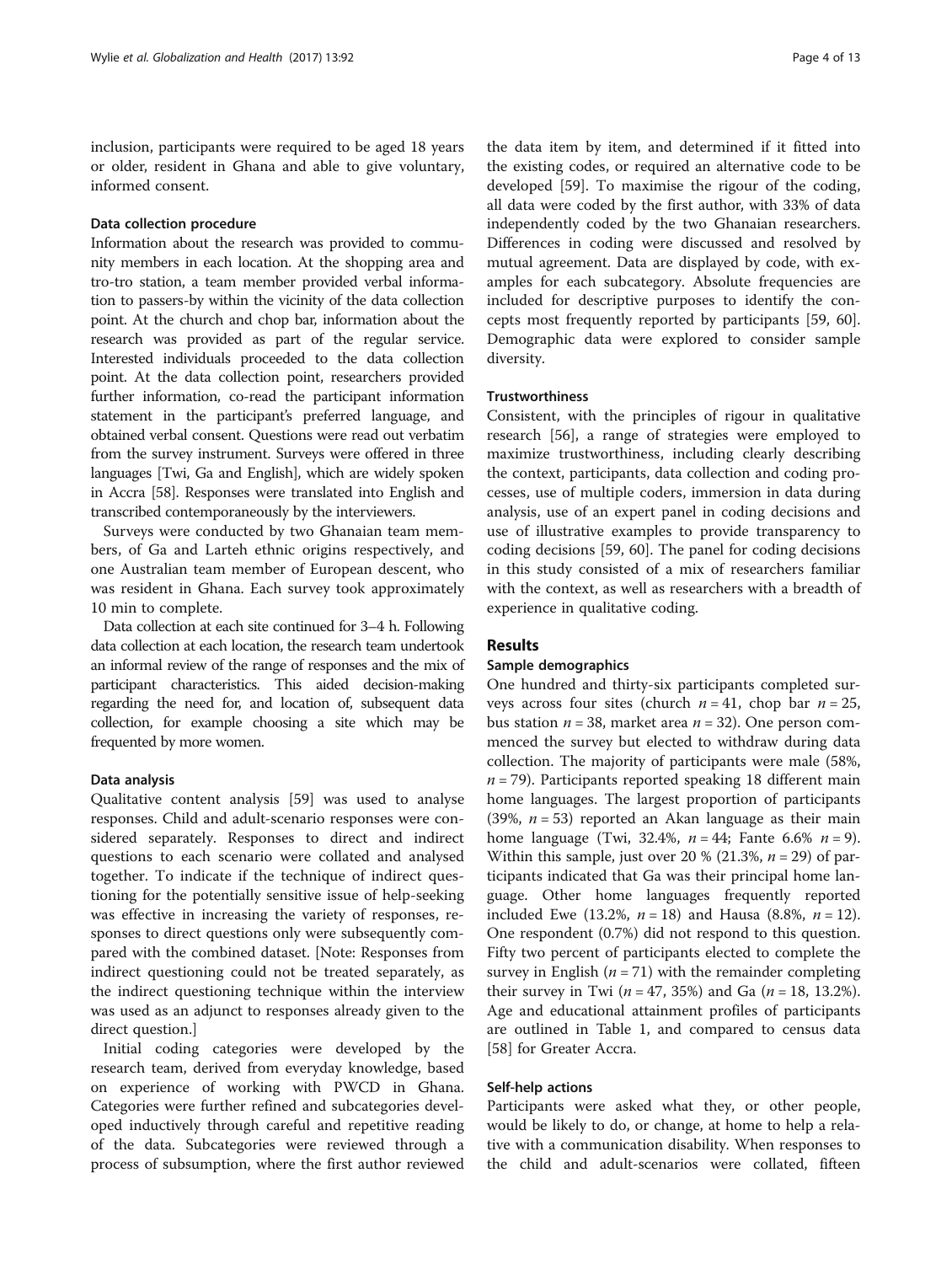inclusion, participants were required to be aged 18 years or older, resident in Ghana and able to give voluntary, informed consent.

### Data collection procedure

Information about the research was provided to community members in each location. At the shopping area and tro-tro station, a team member provided verbal information to passers-by within the vicinity of the data collection point. At the church and chop bar, information about the research was provided as part of the regular service. Interested individuals proceeded to the data collection point. At the data collection point, researchers provided further information, co-read the participant information statement in the participant's preferred language, and obtained verbal consent. Questions were read out verbatim from the survey instrument. Surveys were offered in three languages [Twi, Ga and English], which are widely spoken in Accra [58]. Responses were translated into English and transcribed contemporaneously by the interviewers.

Surveys were conducted by two Ghanaian team members, of Ga and Larteh ethnic origins respectively, and one Australian team member of European descent, who was resident in Ghana. Each survey took approximately 10 min to complete.

Data collection at each site continued for 3–4 h. Following data collection at each location, the research team undertook an informal review of the range of responses and the mix of participant characteristics. This aided decision-making regarding the need for, and location of, subsequent data collection, for example choosing a site which may be frequented by more women.

### Data analysis

Qualitative content analysis [59] was used to analyse responses. Child and adult-scenario responses were considered separately. Responses to direct and indirect questions to each scenario were collated and analysed together. To indicate if the technique of indirect questioning for the potentially sensitive issue of help-seeking was effective in increasing the variety of responses, responses to direct questions only were subsequently compared with the combined dataset. [Note: Responses from indirect questioning could not be treated separately, as the indirect questioning technique within the interview was used as an adjunct to responses already given to the direct question.]

Initial coding categories were developed by the research team, derived from everyday knowledge, based on experience of working with PWCD in Ghana. Categories were further refined and subcategories developed inductively through careful and repetitive reading of the data. Subcategories were reviewed through a process of subsumption, where the first author reviewed the data item by item, and determined if it fitted into the existing codes, or required an alternative code to be developed [59]. To maximise the rigour of the coding, all data were coded by the first author, with 33% of data independently coded by the two Ghanaian researchers. Differences in coding were discussed and resolved by mutual agreement. Data are displayed by code, with examples for each subcategory. Absolute frequencies are included for descriptive purposes to identify the concepts most frequently reported by participants [59, 60]. Demographic data were explored to consider sample diversity.

### Trustworthiness

Consistent, with the principles of rigour in qualitative research [56], a range of strategies were employed to maximize trustworthiness, including clearly describing the context, participants, data collection and coding processes, use of multiple coders, immersion in data during analysis, use of an expert panel in coding decisions and use of illustrative examples to provide transparency to coding decisions [59, 60]. The panel for coding decisions in this study consisted of a mix of researchers familiar with the context, as well as researchers with a breadth of experience in qualitative coding.

## Results

### Sample demographics

One hundred and thirty-six participants completed surveys across four sites (church $n = 41$, chop bar $n = 25$, bus station $n = 38$, market area $n = 32$). One person commenced the survey but elected to withdraw during data collection. The majority of participants were male (58%, $n = 79$). Participants reported speaking 18 different main home languages. The largest proportion of participants (39%, $n = 53$) reported an Akan language as their main home language (Twi, 32.4%, $n = 44$; Fante 6.6% $n = 9$). Within this sample, just over 20 % (21.3%, $n = 29$) of participants indicated that Ga was their principal home language. Other home languages frequently reported included Ewe (13.2%, $n = 18$) and Hausa (8.8%, $n = 12$). One respondent (0.7%) did not respond to this question. Fifty two percent of participants elected to complete the survey in English ($n = 71$) with the remainder completing their survey in Twi ($n = 47$, 35%) and Ga ($n = 18$, 13.2%). Age and educational attainment profiles of participants are outlined in Table 1, and compared to census data [58] for Greater Accra.

### Self-help actions

Participants were asked what they, or other people, would be likely to do, or change, at home to help a relative with a communication disability. When responses to the child and adult-scenarios were collated, fifteen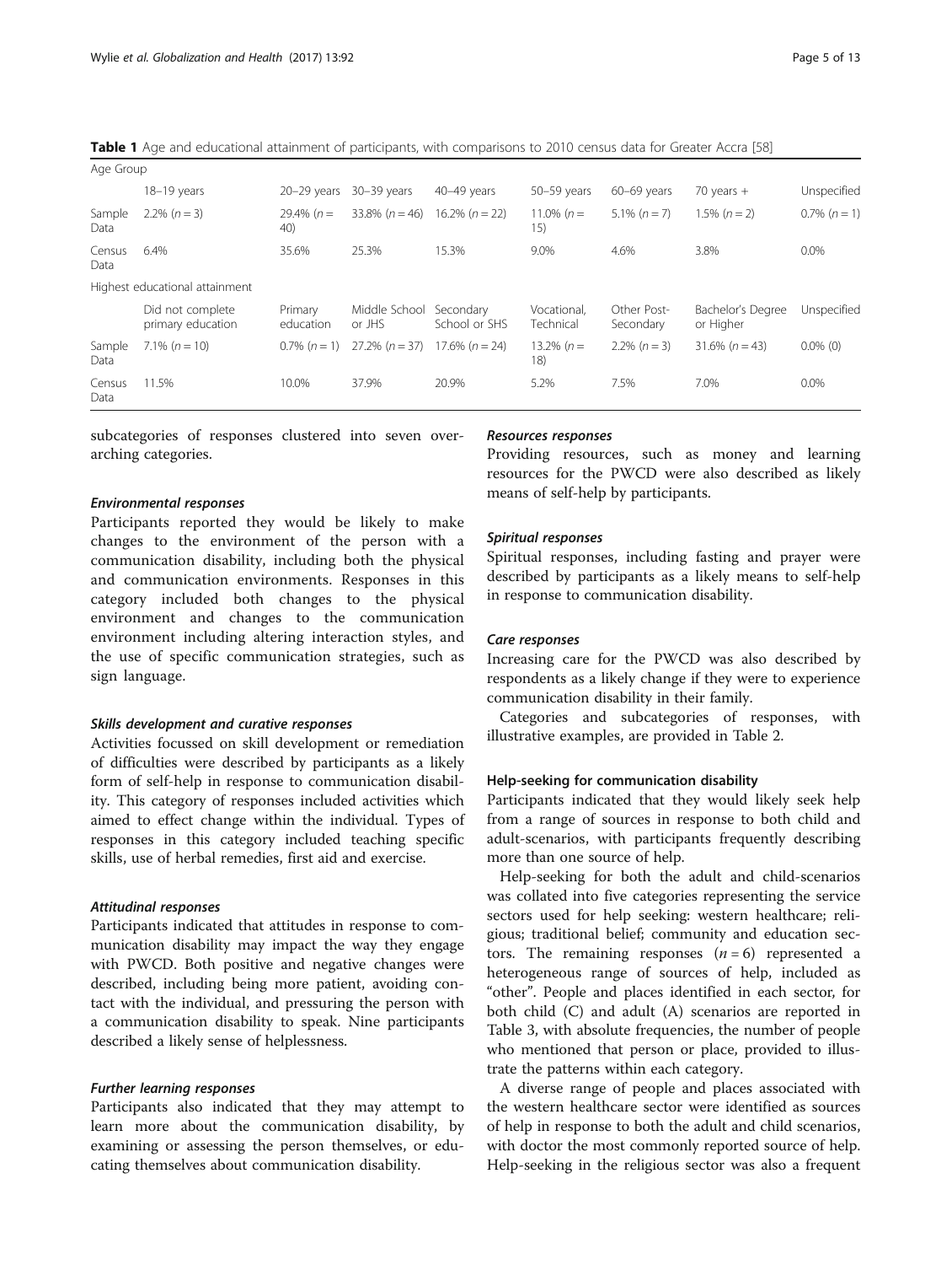**Table 1** Age and educational attainment of participants, with comparisons to 2010 census data for Greater Accra [58]

| Age Group | | | | | | | | |
|---|---|---|---|---|---|---|---|---|
| | 18–19 years | 20–29 years | 30–39 years | 40–49 years | 50–59 years | 60–69 years | 70 years + | Unspecified |
| Sample Data | 2.2% ($n = 3$) | 29.4% ($n = 40$) | 33.8% ($n = 46$) | 16.2% ($n = 22$) | 11.0% ($n = 15$) | 5.1% ($n = 7$) | 1.5% ($n = 2$) | 0.7% ($n = 1$) |
| Census Data | 6.4% | 35.6% | 25.3% | 15.3% | 9.0% | 4.6% | 3.8% | 0.0% |
| **Highest educational attainment** | | | | | | | | |
| | Did not complete primary education | Primary education | Middle School or JHS | Secondary School or SHS | Vocational, Technical | Other Post-Secondary | Bachelor's Degree or Higher | Unspecified |
| Sample Data | 7.1% ($n = 10$) | 0.7% ($n = 1$) | 27.2% ($n = 37$) | 17.6% ($n = 24$) | 13.2% ($n = 18$) | 2.2% ($n = 3$) | 31.6% ($n = 43$) | 0.0% (0) |
| Census Data | 11.5% | 10.0% | 37.9% | 20.9% | 5.2% | 7.5% | 7.0% | 0.0% |

subcategories of responses clustered into seven overarching categories.

#### *Environmental responses*

Participants reported they would be likely to make changes to the environment of the person with a communication disability, including both the physical and communication environments. Responses in this category included both changes to the physical environment and changes to the communication environment including altering interaction styles, and the use of specific communication strategies, such as sign language.

#### *Skills development and curative responses*

Activities focussed on skill development or remediation of difficulties were described by participants as a likely form of self-help in response to communication disability. This category of responses included activities which aimed to effect change within the individual. Types of responses in this category included teaching specific skills, use of herbal remedies, first aid and exercise.

#### *Attitudinal responses*

Participants indicated that attitudes in response to communication disability may impact the way they engage with PWCD. Both positive and negative changes were described, including being more patient, avoiding contact with the individual, and pressuring the person with a communication disability to speak. Nine participants described a likely sense of helplessness.

#### *Further learning responses*

Participants also indicated that they may attempt to learn more about the communication disability, by examining or assessing the person themselves, or educating themselves about communication disability.

#### *Resources responses*

Providing resources, such as money and learning resources for the PWCD were also described as likely means of self-help by participants.

#### *Spiritual responses*

Spiritual responses, including fasting and prayer were described by participants as a likely means to self-help in response to communication disability.

#### *Care responses*

Increasing care for the PWCD was also described by respondents as a likely change if they were to experience communication disability in their family.

Categories and subcategories of responses, with illustrative examples, are provided in Table 2.

### Help-seeking for communication disability

Participants indicated that they would likely seek help from a range of sources in response to both child and adult-scenarios, with participants frequently describing more than one source of help.

Help-seeking for both the adult and child-scenarios was collated into five categories representing the service sectors used for help seeking: western healthcare; religious; traditional belief; community and education sectors. The remaining responses ($n = 6$) represented a heterogeneous range of sources of help, included as "other". People and places identified in each sector, for both child (C) and adult (A) scenarios are reported in Table 3, with absolute frequencies, the number of people who mentioned that person or place, provided to illustrate the patterns within each category.

A diverse range of people and places associated with the western healthcare sector were identified as sources of help in response to both the adult and child scenarios, with doctor the most commonly reported source of help. Help-seeking in the religious sector was also a frequent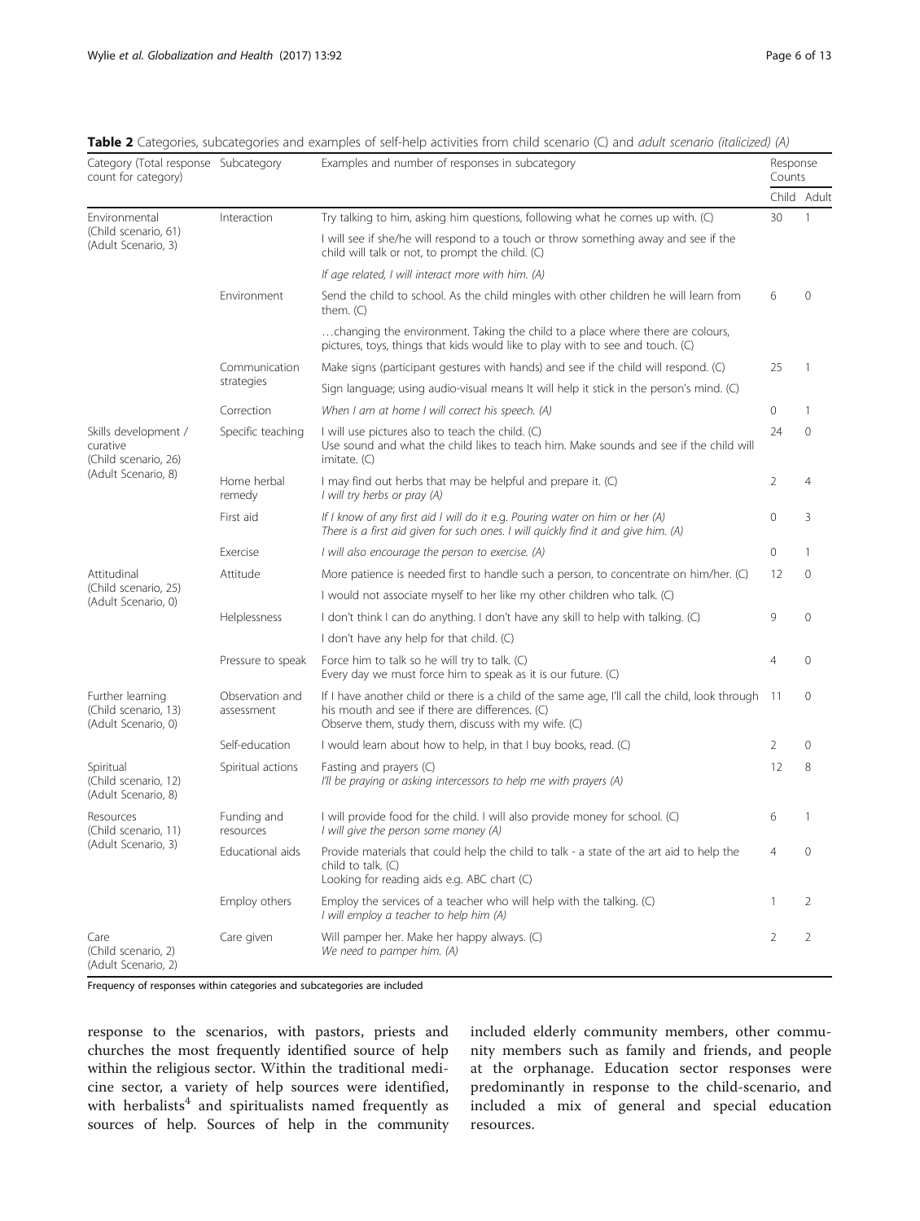**Table 2** Categories, subcategories and examples of self-help activities from child scenario (C) and *adult scenario (italicized) (A)*

| Category (Total response count for category) | Subcategory | Examples and number of responses in subcategory | Response Counts | |
|---|---|---|---|---|
| | | | Child | Adult |
| Environmental (Child scenario, 61) (Adult Scenario, 3) | Interaction | Try talking to him, asking him questions, following what he comes up with. (C) | 30 | 1 |
| | | I will see if she/he will respond to a touch or throw something away and see if the child will talk or not, to prompt the child. (C) | | |
| | | *If age related, I will interact more with him. (A)* | | |
| | Environment | Send the child to school. As the child mingles with other children he will learn from them. (C) | 6 | 0 |
| | | …changing the environment. Taking the child to a place where there are colours, pictures, toys, things that kids would like to play with to see and touch. (C) | | |
| | Communication strategies | Make signs (participant gestures with hands) and see if the child will respond. (C) | 25 | 1 |
| | | Sign language; using audio-visual means It will help it stick in the person's mind. (C) | | |
| | Correction | *When I am at home I will correct his speech. (A)* | 0 | 1 |
| Skills development / curative (Child scenario, 26) (Adult Scenario, 8) | Specific teaching | I will use pictures also to teach the child. (C) Use sound and what the child likes to teach him. Make sounds and see if the child will imitate. (C) | 24 | 0 |
| | Home herbal remedy | I may find out herbs that may be helpful and prepare it. (C) *I will try herbs or pray (A)* | 2 | 4 |
| | First aid | *If I know of any first aid I will do it e.g. Pouring water on him or her (A)* *There is a first aid given for such ones. I will quickly find it and give him. (A)* | 0 | 3 |
| | Exercise | *I will also encourage the person to exercise. (A)* | 0 | 1 |
| Attitudinal (Child scenario, 25) (Adult Scenario, 0) | Attitude | More patience is needed first to handle such a person, to concentrate on him/her. (C) | 12 | 0 |
| | | I would not associate myself to her like my other children who talk. (C) | | |
| | Helplessness | I don't think I can do anything. I don't have any skill to help with talking. (C) | 9 | 0 |
| | | I don't have any help for that child. (C) | | |
| | Pressure to speak | Force him to talk so he will try to talk. (C) Every day we must force him to speak as it is our future. (C) | 4 | 0 |
| Further learning (Child scenario, 13) (Adult Scenario, 0) | Observation and assessment | If I have another child or there is a child of the same age, I'll call the child, look through his mouth and see if there are differences. (C) Observe them, study them, discuss with my wife. (C) | 11 | 0 |
| | Self-education | I would learn about how to help, in that I buy books, read. (C) | 2 | 0 |
| Spiritual (Child scenario, 12) (Adult Scenario, 8) | Spiritual actions | Fasting and prayers (C) *I'll be praying or asking intercessors to help me with prayers (A)* | 12 | 8 |
| Resources (Child scenario, 11) (Adult Scenario, 3) | Funding and resources | I will provide food for the child. I will also provide money for school. (C) *I will give the person some money (A)* | 6 | 1 |
| | Educational aids | Provide materials that could help the child to talk - a state of the art aid to help the child to talk. (C) Looking for reading aids e.g. ABC chart (C) | 4 | 0 |
| | Employ others | Employ the services of a teacher who will help with the talking. (C) *I will employ a teacher to help him (A)* | 1 | 2 |
| Care (Child scenario, 2) (Adult Scenario, 2) | Care given | Will pamper her. Make her happy always. (C) *We need to pamper him. (A)* | 2 | 2 |

Frequency of responses within categories and subcategories are included

response to the scenarios, with pastors, priests and churches the most frequently identified source of help within the religious sector. Within the traditional medicine sector, a variety of help sources were identified, with herbalists[4] and spiritualists named frequently as sources of help. Sources of help in the community included elderly community members, other community members such as family and friends, and people at the orphanage. Education sector responses were predominantly in response to the child-scenario, and included a mix of general and special education resources.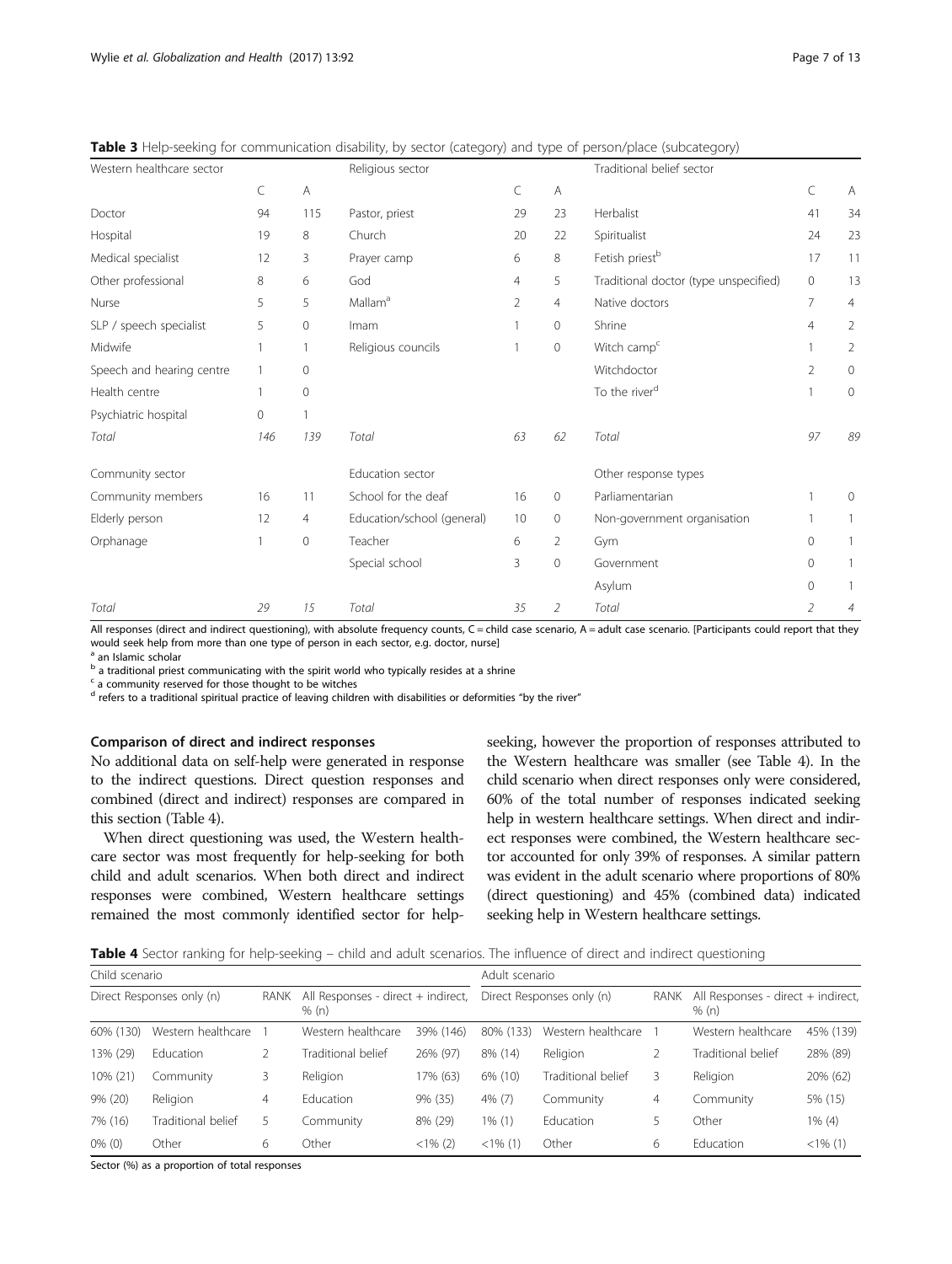**Table 3** Help-seeking for communication disability, by sector (category) and type of person/place (subcategory)

| Western healthcare sector | C | A | Religious sector | C | A | Traditional belief sector | C | A |
|---|---|---|---|---|---|---|---|---|
| Doctor | 94 | 115 | Pastor, priest | 29 | 23 | Herbalist | 41 | 34 |
| Hospital | 19 | 8 | Church | 20 | 22 | Spiritualist | 24 | 23 |
| Medical specialist | 12 | 3 | Prayer camp | 6 | 8 | Fetish priest[b] | 17 | 11 |
| Other professional | 8 | 6 | God | 4 | 5 | Traditional doctor (type unspecified) | 0 | 13 |
| Nurse | 5 | 5 | Mallam[a] | 2 | 4 | Native doctors | 7 | 4 |
| SLP / speech specialist | 5 | 0 | Imam | 1 | 0 | Shrine | 4 | 2 |
| Midwife | 1 | 1 | Religious councils | 1 | 0 | Witch camp[c] | 1 | 2 |
| Speech and hearing centre | 1 | 0 | | | | Witchdoctor | 2 | 0 |
| Health centre | 1 | 0 | | | | To the river[d] | 1 | 0 |
| Psychiatric hospital | 0 | 1 | | | | | | |
| *Total* | *146* | *139* | *Total* | *63* | *62* | *Total* | *97* | *89* |
| Community sector | | | Education sector | | | Other response types | | |
| Community members | 16 | 11 | School for the deaf | 16 | 0 | Parliamentarian | 1 | 0 |
| Elderly person | 12 | 4 | Education/school (general) | 10 | 0 | Non-government organisation | 1 | 1 |
| Orphanage | 1 | 0 | Teacher | 6 | 2 | Gym | 0 | 1 |
| | | | Special school | 3 | 0 | Government | 0 | 1 |
| | | | | | | Asylum | 0 | 1 |
| *Total* | *29* | *15* | *Total* | *35* | *2* | *Total* | *2* | *4* |

All responses (direct and indirect questioning), with absolute frequency counts, C = child case scenario, A = adult case scenario. [Participants could report that they would seek help from more than one type of person in each sector, e.g. doctor, nurse]

[a] an Islamic scholar

[b] a traditional priest communicating with the spirit world who typically resides at a shrine

[c] a community reserved for those thought to be witches

[d] refers to a traditional spiritual practice of leaving children with disabilities or deformities "by the river"

### Comparison of direct and indirect responses

No additional data on self-help were generated in response to the indirect questions. Direct question responses and combined (direct and indirect) responses are compared in this section (Table 4).

When direct questioning was used, the Western healthcare sector was most frequently for help-seeking for both child and adult scenarios. When both direct and indirect responses were combined, Western healthcare settings remained the most commonly identified sector for help-seeking, however the proportion of responses attributed to the Western healthcare was smaller (see Table 4). In the child scenario when direct responses only were considered, 60% of the total number of responses indicated seeking help in western healthcare settings. When direct and indirect responses were combined, the Western healthcare sector accounted for only 39% of responses. A similar pattern was evident in the adult scenario where proportions of 80% (direct questioning) and 45% (combined data) indicated seeking help in Western healthcare settings.

**Table 4** Sector ranking for help-seeking – child and adult scenarios. The influence of direct and indirect questioning

| Child scenario | | | | | Adult scenario | | | | |
|---|---|---|---|---|---|---|---|---|---|
| Direct Responses only (n) | | RANK | All Responses - direct + indirect, % (n) | | Direct Responses only (n) | | RANK | All Responses - direct + indirect, % (n) | |
| 60% (130) | Western healthcare | 1 | Western healthcare | 39% (146) | 80% (133) | Western healthcare | 1 | Western healthcare | 45% (139) |
| 13% (29) | Education | 2 | Traditional belief | 26% (97) | 8% (14) | Religion | 2 | Traditional belief | 28% (89) |
| 10% (21) | Community | 3 | Religion | 17% (63) | 6% (10) | Traditional belief | 3 | Religion | 20% (62) |
| 9% (20) | Religion | 4 | Education | 9% (35) | 4% (7) | Community | 4 | Community | 5% (15) |
| 7% (16) | Traditional belief | 5 | Community | 8% (29) | 1% (1) | Education | 5 | Other | 1% (4) |
| 0% (0) | Other | 6 | Other | <1% (2) | <1% (1) | Other | 6 | Education | <1% (1) |

Sector (%) as a proportion of total responses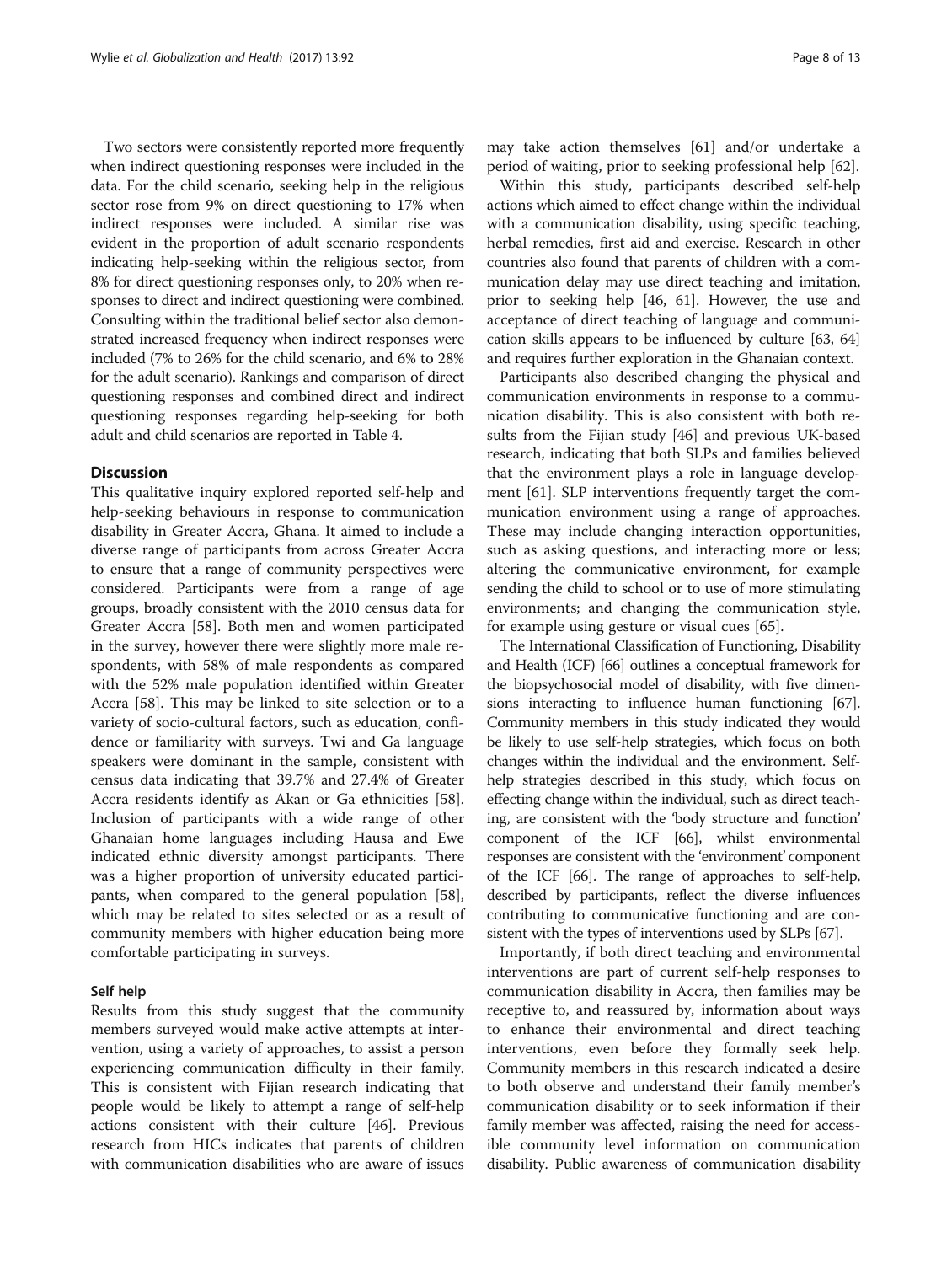Two sectors were consistently reported more frequently when indirect questioning responses were included in the data. For the child scenario, seeking help in the religious sector rose from 9% on direct questioning to 17% when indirect responses were included. A similar rise was evident in the proportion of adult scenario respondents indicating help-seeking within the religious sector, from 8% for direct questioning responses only, to 20% when responses to direct and indirect questioning were combined. Consulting within the traditional belief sector also demonstrated increased frequency when indirect responses were included (7% to 26% for the child scenario, and 6% to 28% for the adult scenario). Rankings and comparison of direct questioning responses and combined direct and indirect questioning responses regarding help-seeking for both adult and child scenarios are reported in Table 4.

## Discussion

This qualitative inquiry explored reported self-help and help-seeking behaviours in response to communication disability in Greater Accra, Ghana. It aimed to include a diverse range of participants from across Greater Accra to ensure that a range of community perspectives were considered. Participants were from a range of age groups, broadly consistent with the 2010 census data for Greater Accra [58]. Both men and women participated in the survey, however there were slightly more male respondents, with 58% of male respondents as compared with the 52% male population identified within Greater Accra [58]. This may be linked to site selection or to a variety of socio-cultural factors, such as education, confidence or familiarity with surveys. Twi and Ga language speakers were dominant in the sample, consistent with census data indicating that 39.7% and 27.4% of Greater Accra residents identify as Akan or Ga ethnicities [58]. Inclusion of participants with a wide range of other Ghanaian home languages including Hausa and Ewe indicated ethnic diversity amongst participants. There was a higher proportion of university educated participants, when compared to the general population [58], which may be related to sites selected or as a result of community members with higher education being more comfortable participating in surveys.

### Self help

Results from this study suggest that the community members surveyed would make active attempts at intervention, using a variety of approaches, to assist a person experiencing communication difficulty in their family. This is consistent with Fijian research indicating that people would be likely to attempt a range of self-help actions consistent with their culture [46]. Previous research from HICs indicates that parents of children with communication disabilities who are aware of issues may take action themselves [61] and/or undertake a period of waiting, prior to seeking professional help [62].

Within this study, participants described self-help actions which aimed to effect change within the individual with a communication disability, using specific teaching, herbal remedies, first aid and exercise. Research in other countries also found that parents of children with a communication delay may use direct teaching and imitation, prior to seeking help [46, 61]. However, the use and acceptance of direct teaching of language and communication skills appears to be influenced by culture [63, 64] and requires further exploration in the Ghanaian context.

Participants also described changing the physical and communication environments in response to a communication disability. This is also consistent with both results from the Fijian study [46] and previous UK-based research, indicating that both SLPs and families believed that the environment plays a role in language development [61]. SLP interventions frequently target the communication environment using a range of approaches. These may include changing interaction opportunities, such as asking questions, and interacting more or less; altering the communicative environment, for example sending the child to school or to use of more stimulating environments; and changing the communication style, for example using gesture or visual cues [65].

The International Classification of Functioning, Disability and Health (ICF) [66] outlines a conceptual framework for the biopsychosocial model of disability, with five dimensions interacting to influence human functioning [67]. Community members in this study indicated they would be likely to use self-help strategies, which focus on both changes within the individual and the environment. Self-help strategies described in this study, which focus on effecting change within the individual, such as direct teaching, are consistent with the 'body structure and function' component of the ICF [66], whilst environmental responses are consistent with the 'environment' component of the ICF [66]. The range of approaches to self-help, described by participants, reflect the diverse influences contributing to communicative functioning and are consistent with the types of interventions used by SLPs [67].

Importantly, if both direct teaching and environmental interventions are part of current self-help responses to communication disability in Accra, then families may be receptive to, and reassured by, information about ways to enhance their environmental and direct teaching interventions, even before they formally seek help. Community members in this research indicated a desire to both observe and understand their family member's communication disability or to seek information if their family member was affected, raising the need for accessible community level information on communication disability. Public awareness of communication disability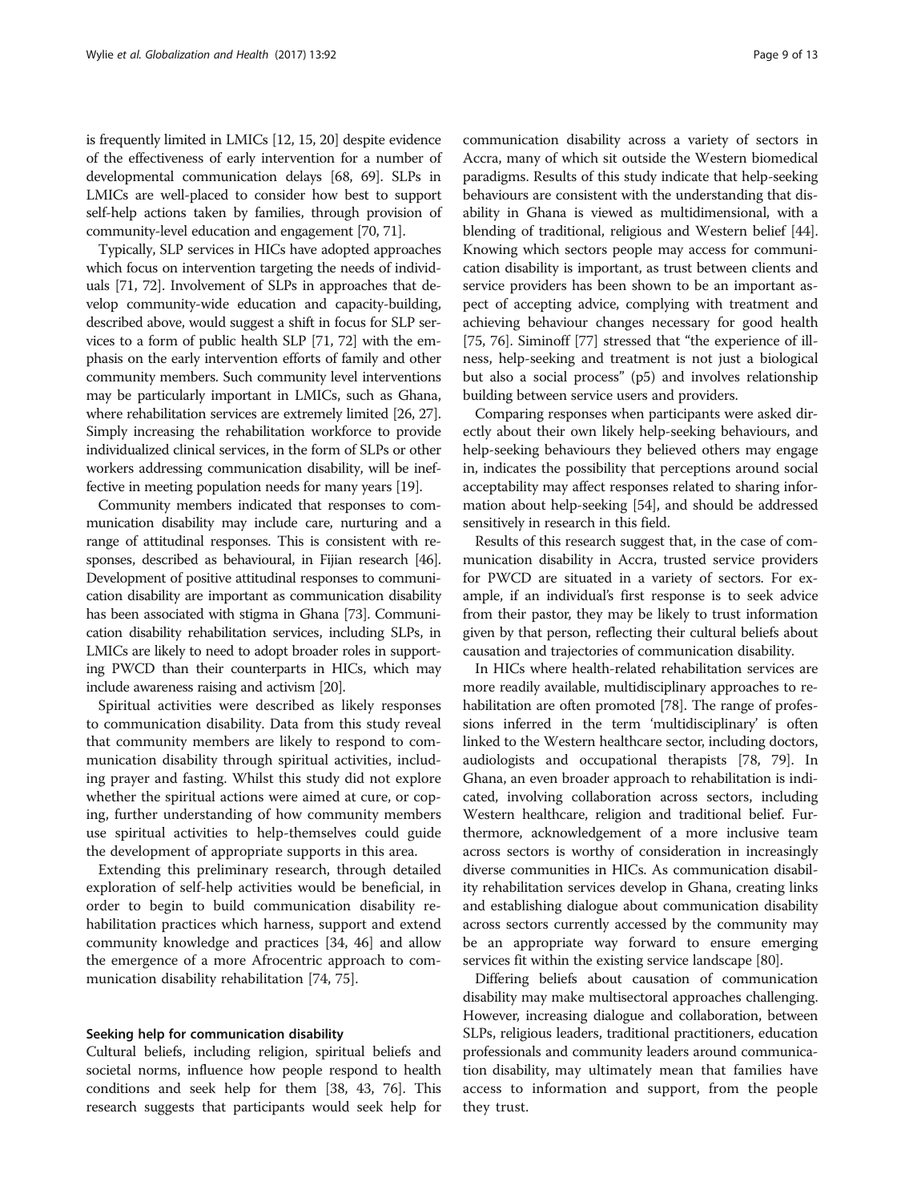is frequently limited in LMICs [12, 15, 20] despite evidence of the effectiveness of early intervention for a number of developmental communication delays [68, 69]. SLPs in LMICs are well-placed to consider how best to support self-help actions taken by families, through provision of community-level education and engagement [70, 71].

Typically, SLP services in HICs have adopted approaches which focus on intervention targeting the needs of individuals [71, 72]. Involvement of SLPs in approaches that develop community-wide education and capacity-building, described above, would suggest a shift in focus for SLP services to a form of public health SLP [71, 72] with the emphasis on the early intervention efforts of family and other community members. Such community level interventions may be particularly important in LMICs, such as Ghana, where rehabilitation services are extremely limited [26, 27]. Simply increasing the rehabilitation workforce to provide individualized clinical services, in the form of SLPs or other workers addressing communication disability, will be ineffective in meeting population needs for many years [19].

Community members indicated that responses to communication disability may include care, nurturing and a range of attitudinal responses. This is consistent with responses, described as behavioural, in Fijian research [46]. Development of positive attitudinal responses to communication disability are important as communication disability has been associated with stigma in Ghana [73]. Communication disability rehabilitation services, including SLPs, in LMICs are likely to need to adopt broader roles in supporting PWCD than their counterparts in HICs, which may include awareness raising and activism [20].

Spiritual activities were described as likely responses to communication disability. Data from this study reveal that community members are likely to respond to communication disability through spiritual activities, including prayer and fasting. Whilst this study did not explore whether the spiritual actions were aimed at cure, or coping, further understanding of how community members use spiritual activities to help-themselves could guide the development of appropriate supports in this area.

Extending this preliminary research, through detailed exploration of self-help activities would be beneficial, in order to begin to build communication disability rehabilitation practices which harness, support and extend community knowledge and practices [34, 46] and allow the emergence of a more Afrocentric approach to communication disability rehabilitation [74, 75].

#### Seeking help for communication disability

Cultural beliefs, including religion, spiritual beliefs and societal norms, influence how people respond to health conditions and seek help for them [38, 43, 76]. This research suggests that participants would seek help for communication disability across a variety of sectors in Accra, many of which sit outside the Western biomedical paradigms. Results of this study indicate that help-seeking behaviours are consistent with the understanding that disability in Ghana is viewed as multidimensional, with a blending of traditional, religious and Western belief [44]. Knowing which sectors people may access for communication disability is important, as trust between clients and service providers has been shown to be an important aspect of accepting advice, complying with treatment and achieving behaviour changes necessary for good health [75, 76]. Siminoff [77] stressed that "the experience of illness, help-seeking and treatment is not just a biological but also a social process" (p5) and involves relationship building between service users and providers.

Comparing responses when participants were asked directly about their own likely help-seeking behaviours, and help-seeking behaviours they believed others may engage in, indicates the possibility that perceptions around social acceptability may affect responses related to sharing information about help-seeking [54], and should be addressed sensitively in research in this field.

Results of this research suggest that, in the case of communication disability in Accra, trusted service providers for PWCD are situated in a variety of sectors. For example, if an individual's first response is to seek advice from their pastor, they may be likely to trust information given by that person, reflecting their cultural beliefs about causation and trajectories of communication disability.

In HICs where health-related rehabilitation services are more readily available, multidisciplinary approaches to rehabilitation are often promoted [78]. The range of professions inferred in the term 'multidisciplinary' is often linked to the Western healthcare sector, including doctors, audiologists and occupational therapists [78, 79]. In Ghana, an even broader approach to rehabilitation is indicated, involving collaboration across sectors, including Western healthcare, religion and traditional belief. Furthermore, acknowledgement of a more inclusive team across sectors is worthy of consideration in increasingly diverse communities in HICs. As communication disability rehabilitation services develop in Ghana, creating links and establishing dialogue about communication disability across sectors currently accessed by the community may be an appropriate way forward to ensure emerging services fit within the existing service landscape [80].

Differing beliefs about causation of communication disability may make multisectoral approaches challenging. However, increasing dialogue and collaboration, between SLPs, religious leaders, traditional practitioners, education professionals and community leaders around communication disability, may ultimately mean that families have access to information and support, from the people they trust.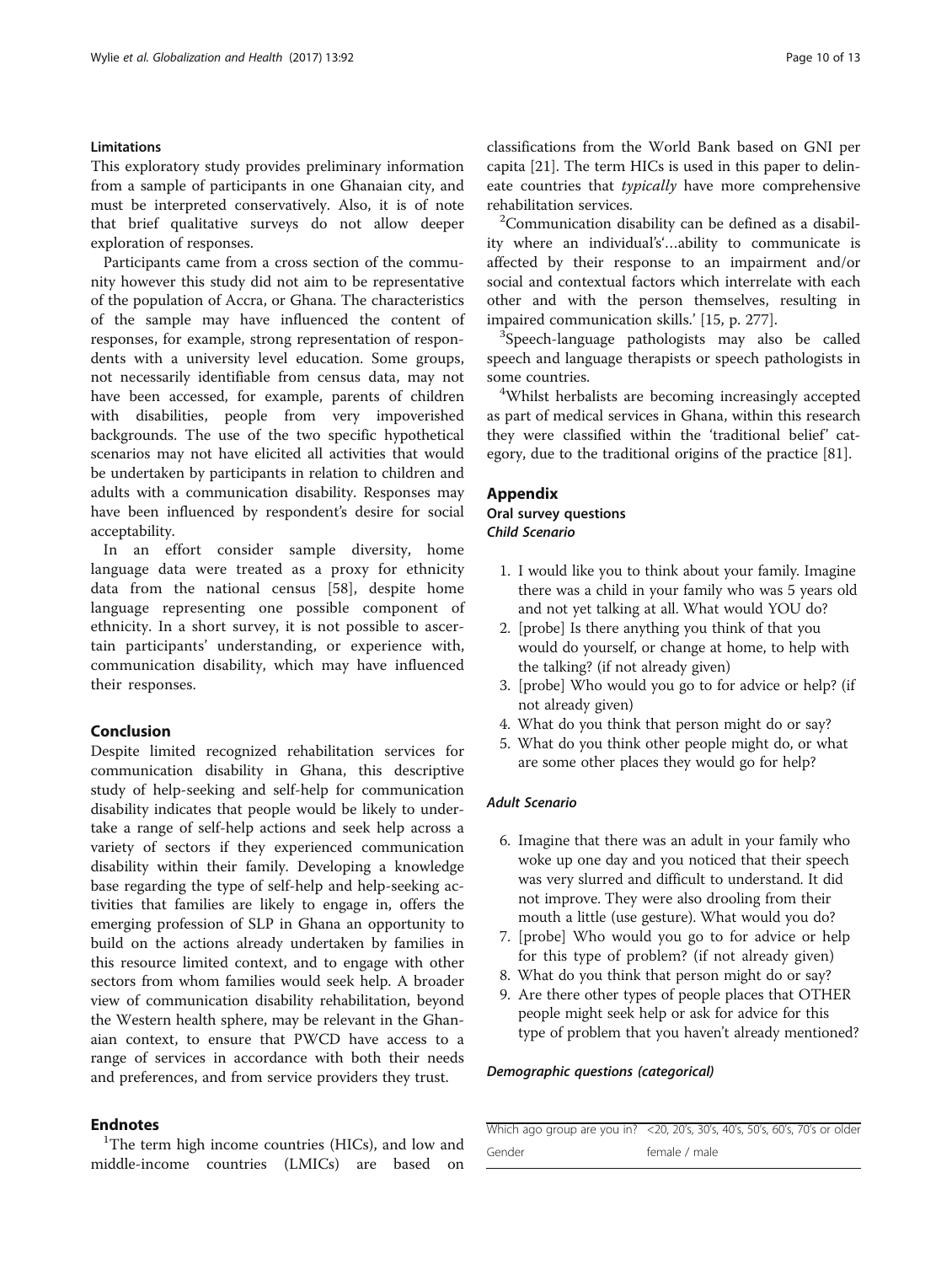### Limitations

This exploratory study provides preliminary information from a sample of participants in one Ghanaian city, and must be interpreted conservatively. Also, it is of note that brief qualitative surveys do not allow deeper exploration of responses.

Participants came from a cross section of the community however this study did not aim to be representative of the population of Accra, or Ghana. The characteristics of the sample may have influenced the content of responses, for example, strong representation of respondents with a university level education. Some groups, not necessarily identifiable from census data, may not have been accessed, for example, parents of children with disabilities, people from very impoverished backgrounds. The use of the two specific hypothetical scenarios may not have elicited all activities that would be undertaken by participants in relation to children and adults with a communication disability. Responses may have been influenced by respondent's desire for social acceptability.

In an effort consider sample diversity, home language data were treated as a proxy for ethnicity data from the national census [58], despite home language representing one possible component of ethnicity. In a short survey, it is not possible to ascertain participants' understanding, or experience with, communication disability, which may have influenced their responses.

## Conclusion

Despite limited recognized rehabilitation services for communication disability in Ghana, this descriptive study of help-seeking and self-help for communication disability indicates that people would be likely to undertake a range of self-help actions and seek help across a variety of sectors if they experienced communication disability within their family. Developing a knowledge base regarding the type of self-help and help-seeking activities that families are likely to engage in, offers the emerging profession of SLP in Ghana an opportunity to build on the actions already undertaken by families in this resource limited context, and to engage with other sectors from whom families would seek help. A broader view of communication disability rehabilitation, beyond the Western health sphere, may be relevant in the Ghanaian context, to ensure that PWCD have access to a range of services in accordance with both their needs and preferences, and from service providers they trust.

## Endnotes

[1]The term high income countries (HICs), and low and middle-income countries (LMICs) are based on classifications from the World Bank based on GNI per capita [21]. The term HICs is used in this paper to delineate countries that *typically* have more comprehensive rehabilitation services.

[2]Communication disability can be defined as a disability where an individual's'…ability to communicate is affected by their response to an impairment and/or social and contextual factors which interrelate with each other and with the person themselves, resulting in impaired communication skills.' [15, p. 277].

[3]Speech-language pathologists may also be called speech and language therapists or speech pathologists in some countries.

[4]Whilst herbalists are becoming increasingly accepted as part of medical services in Ghana, within this research they were classified within the 'traditional belief' category, due to the traditional origins of the practice [81].

## Appendix

### Oral survey questions

#### *Child Scenario*

1. I would like you to think about your family. Imagine there was a child in your family who was 5 years old and not yet talking at all. What would YOU do?
2. [probe] Is there anything you think of that you would do yourself, or change at home, to help with the talking? (if not already given)
3. [probe] Who would you go to for advice or help? (if not already given)
4. What do you think that person might do or say?
5. What do you think other people might do, or what are some other places they would go for help?

#### *Adult Scenario*

6. Imagine that there was an adult in your family who woke up one day and you noticed that their speech was very slurred and difficult to understand. It did not improve. They were also drooling from their mouth a little (use gesture). What would you do?
7. [probe] Who would you go to for advice or help for this type of problem? (if not already given)
8. What do you think that person might do or say?
9. Are there other types of people places that OTHER people might seek help or ask for advice for this type of problem that you haven't already mentioned?

#### *Demographic questions (categorical)*

| | |
|---|---|
| Which ago group are you in? | <20, 20's, 30's, 40's, 50's, 60's, 70's or older |
| Gender | female / male |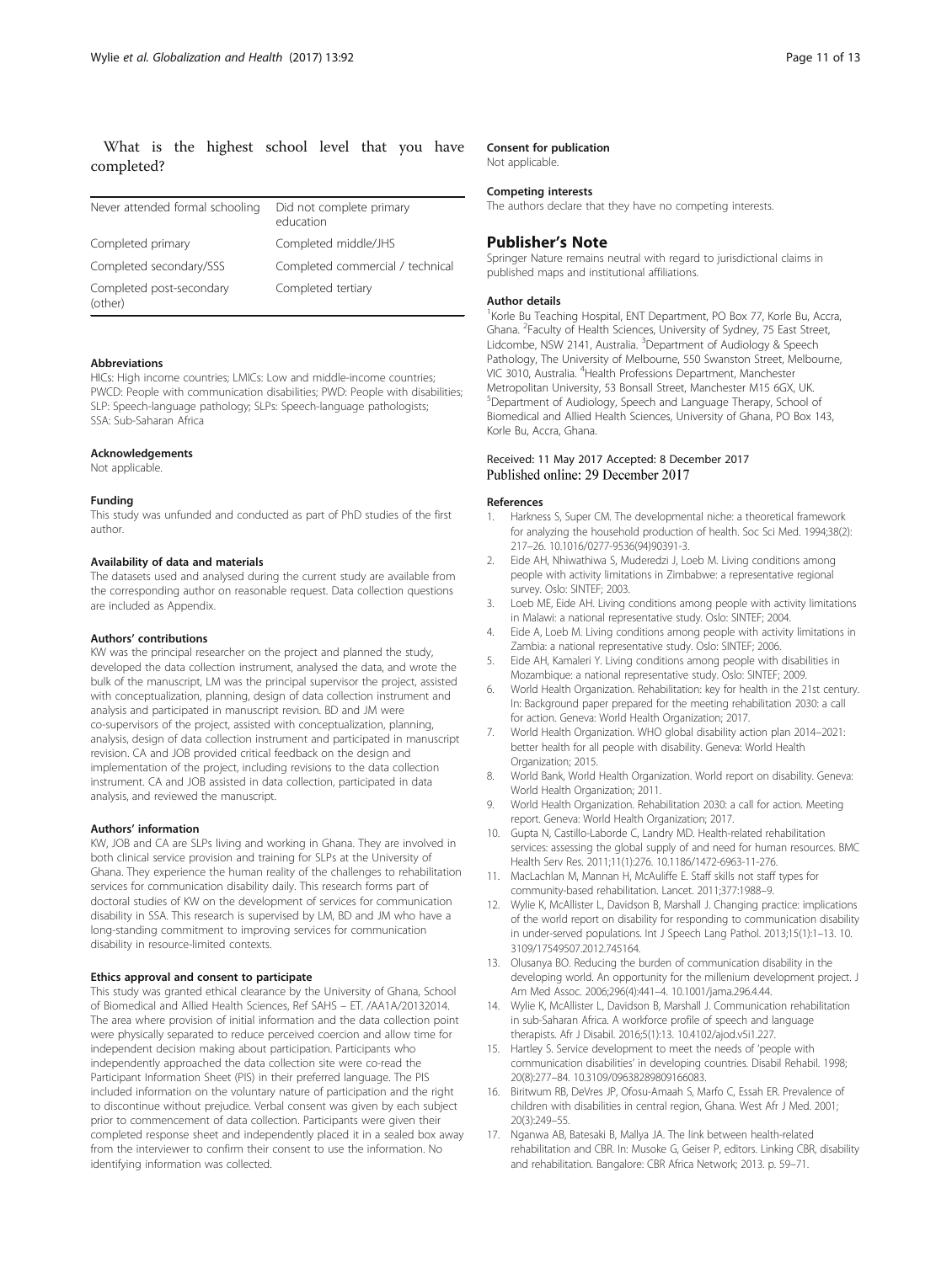What is the highest school level that you have completed?

| | |
|---|---|
| Never attended formal schooling | Did not complete primary education |
| Completed primary | Completed middle/JHS |
| Completed secondary/SSS | Completed commercial / technical |
| Completed post-secondary (other) | Completed tertiary |

#### Abbreviations

HICs: High income countries; LMICs: Low and middle-income countries; PWCD: People with communication disabilities; PWD: People with disabilities; SLP: Speech-language pathology; SLPs: Speech-language pathologists; SSA: Sub-Saharan Africa

#### Acknowledgements

Not applicable.

#### Funding

This study was unfunded and conducted as part of PhD studies of the first author.

#### Availability of data and materials

The datasets used and analysed during the current study are available from the corresponding author on reasonable request. Data collection questions are included as Appendix.

#### Authors' contributions

KW was the principal researcher on the project and planned the study, developed the data collection instrument, analysed the data, and wrote the bulk of the manuscript, LM was the principal supervisor the project, assisted with conceptualization, planning, design of data collection instrument and analysis and participated in manuscript revision. BD and JM were co-supervisors of the project, assisted with conceptualization, planning, analysis, design of data collection instrument and participated in manuscript revision. CA and JOB provided critical feedback on the design and implementation of the project, including revisions to the data collection instrument. CA and JOB assisted in data collection, participated in data analysis, and reviewed the manuscript.

#### Authors' information

KW, JOB and CA are SLPs living and working in Ghana. They are involved in both clinical service provision and training for SLPs at the University of Ghana. They experience the human reality of the challenges to rehabilitation services for communication disability daily. This research forms part of doctoral studies of KW on the development of services for communication disability in SSA. This research is supervised by LM, BD and JM who have a long-standing commitment to improving services for communication disability in resource-limited contexts.

#### Ethics approval and consent to participate

This study was granted ethical clearance by the University of Ghana, School of Biomedical and Allied Health Sciences, Ref SAHS – ET. /AA1A/20132014. The area where provision of initial information and the data collection point were physically separated to reduce perceived coercion and allow time for independent decision making about participation. Participants who independently approached the data collection site were co-read the Participant Information Sheet (PIS) in their preferred language. The PIS included information on the voluntary nature of participation and the right to discontinue without prejudice. Verbal consent was given by each subject prior to commencement of data collection. Participants were given their completed response sheet and independently placed it in a sealed box away from the interviewer to confirm their consent to use the information. No identifying information was collected.

#### Consent for publication

Not applicable.

#### Competing interests

The authors declare that they have no competing interests.

### Publisher's Note

Springer Nature remains neutral with regard to jurisdictional claims in published maps and institutional affiliations.

#### Author details

[1]Korle Bu Teaching Hospital, ENT Department, PO Box 77, Korle Bu, Accra, Ghana. [2]Faculty of Health Sciences, University of Sydney, 75 East Street, Lidcombe, NSW 2141, Australia. [3]Department of Audiology & Speech Pathology, The University of Melbourne, 550 Swanston Street, Melbourne, VIC 3010, Australia. [4]Health Professions Department, Manchester Metropolitan University, 53 Bonsall Street, Manchester M15 6GX, UK. [5]Department of Audiology, Speech and Language Therapy, School of Biomedical and Allied Health Sciences, University of Ghana, PO Box 143, Korle Bu, Accra, Ghana.

Received: 11 May 2017 Accepted: 8 December 2017
Published online: 29 December 2017

#### References

1. Harkness S, Super CM. The developmental niche: a theoretical framework for analyzing the household production of health. Soc Sci Med. 1994;38(2): 217–26. 10.1016/0277-9536(94)90391-3.
2. Eide AH, Nhiwathiwa S, Muderedzi J, Loeb M. Living conditions among people with activity limitations in Zimbabwe: a representative regional survey. Oslo: SINTEF; 2003.
3. Loeb ME, Eide AH. Living conditions among people with activity limitations in Malawi: a national representative study. Oslo: SINTEF; 2004.
4. Eide A, Loeb M. Living conditions among people with activity limitations in Zambia: a national representative study. Oslo: SINTEF; 2006.
5. Eide AH, Kamaleri Y. Living conditions among people with disabilities in Mozambique: a national representative study. Oslo: SINTEF; 2009.
6. World Health Organization. Rehabilitation: key for health in the 21st century. In: Background paper prepared for the meeting rehabilitation 2030: a call for action. Geneva: World Health Organization; 2017.
7. World Health Organization. WHO global disability action plan 2014–2021: better health for all people with disability. Geneva: World Health Organization; 2015.
8. World Bank, World Health Organization. World report on disability. Geneva: World Health Organization; 2011.
9. World Health Organization. Rehabilitation 2030: a call for action. Meeting report. Geneva: World Health Organization; 2017.
10. Gupta N, Castillo-Laborde C, Landry MD. Health-related rehabilitation services: assessing the global supply of and need for human resources. BMC Health Serv Res. 2011;11(1):276. 10.1186/1472-6963-11-276.
11. MacLachlan M, Mannan H, McAuliffe E. Staff skills not staff types for community-based rehabilitation. Lancet. 2011;377:1988–9.
12. Wylie K, McAllister L, Davidson B, Marshall J. Changing practice: implications of the world report on disability for responding to communication disability in under-served populations. Int J Speech Lang Pathol. 2013;15(1):1–13. 10.3109/17549507.2012.745164.
13. Olusanya BO. Reducing the burden of communication disability in the developing world. An opportunity for the millenium development project. J Am Med Assoc. 2006;296(4):441–4. 10.1001/jama.296.4.44.
14. Wylie K, McAllister L, Davidson B, Marshall J. Communication rehabilitation in sub-Saharan Africa. A workforce profile of speech and language therapists. Afr J Disabil. 2016;5(1):13. 10.4102/ajod.v5i1.227.
15. Hartley S. Service development to meet the needs of 'people with communication disabilities' in developing countries. Disabil Rehabil. 1998; 20(8):277–84. 10.3109/09638289809166083.
16. Biritwum RB, DeVres JP, Ofosu-Amaah S, Marfo C, Essah ER. Prevalence of children with disabilities in central region, Ghana. West Afr J Med. 2001; 20(3):249–55.
17. Nganwa AB, Batesaki B, Mallya JA. The link between health-related rehabilitation and CBR. In: Musoke G, Geiser P, editors. Linking CBR, disability and rehabilitation. Bangalore: CBR Africa Network; 2013. p. 59–71.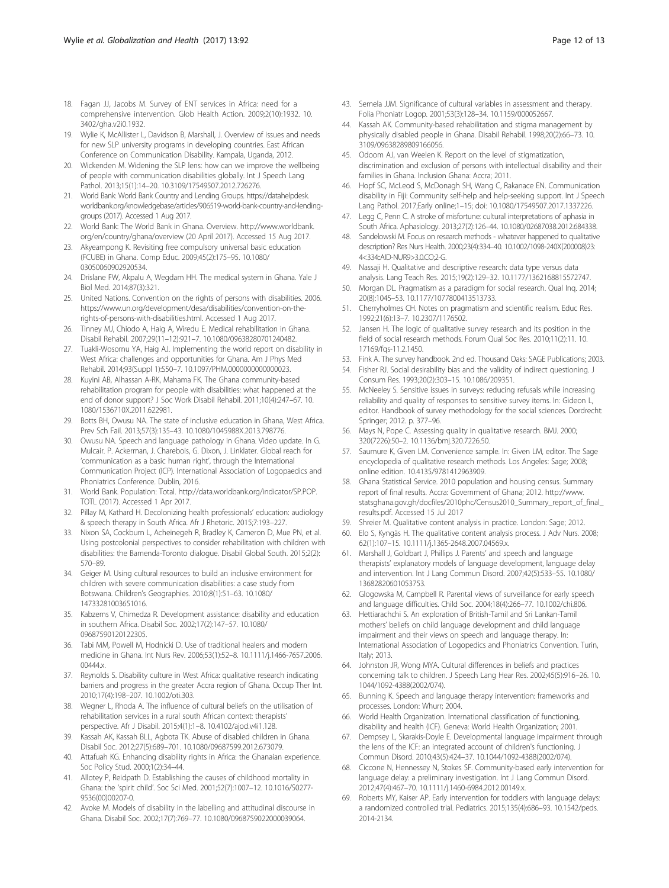18. Fagan JJ, Jacobs M. Survey of ENT services in Africa: need for a comprehensive intervention. Glob Health Action. 2009;2(10):1932. 10. 3402/gha.v2i0.1932.
19. Wylie K, McAllister L, Davidson B, Marshall, J. Overview of issues and needs for new SLP university programs in developing countries. East African Conference on Communication Disability. Kampala, Uganda, 2012.
20. Wickenden M. Widening the SLP lens: how can we improve the wellbeing of people with communication disabilities globally. Int J Speech Lang Pathol. 2013;15(1):14–20. 10.3109/17549507.2012.726276.
21. World Bank: World Bank Country and Lending Groups. https://datahelpdesk. worldbank.org/knowledgebase/articles/906519-world-bank-country-and-lending-groups (2017). Accessed 1 Aug 2017.
22. World Bank: The World Bank in Ghana. Overview. http://www.worldbank. org/en/country/ghana/overview (20 April 2017). Accessed 15 Aug 2017.
23. Akyeampong K. Revisiting free compulsory universal basic education (FCUBE) in Ghana. Comp Educ. 2009;45(2):175–95. 10.1080/ 03050060902920534.
24. Drislane FW, Akpalu A, Wegdam HH. The medical system in Ghana. Yale J Biol Med. 2014;87(3):321.
25. United Nations. Convention on the rights of persons with disabilities. 2006. https://www.un.org/development/desa/disabilities/convention-on-the-rights-of-persons-with-disabilities.html. Accessed 1 Aug 2017.
26. Tinney MJ, Chiodo A, Haig A, Wiredu E. Medical rehabilitation in Ghana. Disabil Rehabil. 2007;29(11–12):921–7. 10.1080/09638280701240482.
27. Tuakli-Wosornu YA, Haig AJ. Implementing the world report on disability in West Africa: challenges and opportunities for Ghana. Am J Phys Med Rehabil. 2014;93(Suppl 1):S50–7. 10.1097/PHM.0000000000000023.
28. Kuyini AB, Alhassan A-RK, Mahama FK. The Ghana community-based rehabilitation program for people with disabilities: what happened at the end of donor support? J Soc Work Disabil Rehabil. 2011;10(4):247–67. 10. 1080/1536710X.2011.622981.
29. Botts BH, Owusu NA. The state of inclusive education in Ghana, West Africa. Prev Sch Fail. 2013;57(3):135–43. 10.1080/1045988X.2013.798776.
30. Owusu NA. Speech and language pathology in Ghana. Video update. In G. Mulcair. P. Ackerman, J. Charebois, G. Dixon, J. Linklater. Global reach for 'communication as a basic human right', through the International Communication Project (ICP). International Association of Logopaedics and Phoniatrics Conference. Dublin, 2016.
31. World Bank. Population: Total. http://data.worldbank.org/indicator/SP.POP. TOTL (2017). Accessed 1 Apr 2017.
32. Pillay M, Kathard H. Decolonizing health professionals' education: audiology & speech therapy in South Africa. Afr J Rhetoric. 2015;7:193–227.
33. Nixon SA, Cockburn L, Acheinegeh R, Bradley K, Cameron D, Mue PN, et al. Using postcolonial perspectives to consider rehabilitation with children with disabilities: the Bamenda-Toronto dialogue. Disabil Global South. 2015;2(2): 570–89.
34. Geiger M. Using cultural resources to build an inclusive environment for children with severe communication disabilities: a case study from Botswana. Children's Geographies. 2010;8(1):51–63. 10.1080/ 14733281003651016.
35. Kabzems V, Chimedza R. Development assistance: disability and education in southern Africa. Disabil Soc. 2002;17(2):147–57. 10.1080/ 09687590120122305.
36. Tabi MM, Powell M, Hodnicki D. Use of traditional healers and modern medicine in Ghana. Int Nurs Rev. 2006;53(1):52–8. 10.1111/j.1466-7657.2006. 00444.x.
37. Reynolds S. Disability culture in West Africa: qualitative research indicating barriers and progress in the greater Accra region of Ghana. Occup Ther Int. 2010;17(4):198–207. 10.1002/oti.303.
38. Wegner L, Rhoda A. The influence of cultural beliefs on the utilisation of rehabilitation services in a rural south African context: therapists' perspective. Afr J Disabil. 2015;4(1):1–8. 10.4102/ajod.v4i1.128.
39. Kassah AK, Kassah BLL, Agbota TK. Abuse of disabled children in Ghana. Disabil Soc. 2012;27(5):689–701. 10.1080/09687599.2012.673079.
40. Attafuah KG. Enhancing disability rights in Africa: the Ghanaian experience. Soc Policy Stud. 2000;1(2):34–44.
41. Allotey P, Reidpath D. Establishing the causes of childhood mortality in Ghana: the 'spirit child'. Soc Sci Med. 2001;52(7):1007–12. 10.1016/S0277-9536(00)00207-0.
42. Avoke M. Models of disability in the labelling and attitudinal discourse in Ghana. Disabil Soc. 2002;17(7):769–77. 10.1080/0968759022000039064.
43. Semela JJM. Significance of cultural variables in assessment and therapy. Folia Phoniatr Logop. 2001;53(3):128–34. 10.1159/000052667.
44. Kassah AK. Community-based rehabilitation and stigma management by physically disabled people in Ghana. Disabil Rehabil. 1998;20(2):66–73. 10. 3109/09638289809166056.
45. Odoom AJ, van Weelen K. Report on the level of stigmatization, discrimination and exclusion of persons with intellectual disability and their families in Ghana. Inclusion Ghana: Accra; 2011.
46. Hopf SC, McLeod S, McDonagh SH, Wang C, Rakanace EN. Communication disability in Fiji: Community self-help and help-seeking support. Int J Speech Lang Pathol. 2017;Early online;1–15; doi: 10.1080/17549507.2017.1337226.
47. Legg C, Penn C. A stroke of misfortune: cultural interpretations of aphasia in South Africa. Aphasiology. 2013;27(2):126–44. 10.1080/02687038.2012.684338.
48. Sandelowski M. Focus on research methods - whatever happened to qualitative description? Res Nurs Health. 2000;23(4):334–40. 10.1002/1098-240X(200008)23: 4<334::AID-NUR9>3.0.CO;2-G.
49. Nassaji H. Qualitative and descriptive research: data type versus data analysis. Lang Teach Res. 2015;19(2):129–32. 10.1177/1362168815572747.
50. Morgan DL. Pragmatism as a paradigm for social research. Qual Inq. 2014; 20(8):1045–53. 10.1177/1077800413513733.
51. Cherryholmes CH. Notes on pragmatism and scientific realism. Educ Res. 1992;21(6):13–7. 10.2307/1176502.
52. Jansen H. The logic of qualitative survey research and its position in the field of social research methods. Forum Qual Soc Res. 2010;11(2):11. 10. 17169/fqs-11.2.1450.
53. Fink A. The survey handbook. 2nd ed. Thousand Oaks: SAGE Publications; 2003.
54. Fisher RJ. Social desirability bias and the validity of indirect questioning. J Consum Res. 1993;20(2):303–15. 10.1086/209351.
55. McNeeley S. Sensitive issues in surveys: reducing refusals while increasing reliability and quality of responses to sensitive survey items. In: Gideon L, editor. Handbook of survey methodology for the social sciences. Dordrecht: Springer; 2012. p. 377–96.
56. Mays N, Pope C. Assessing quality in qualitative research. BMJ. 2000; 320(7226):50–2. 10.1136/bmj.320.7226.50.
57. Saumure K, Given LM. Convenience sample. In: Given LM, editor. The Sage encyclopedia of qualitative research methods. Los Angeles: Sage; 2008; online edition. 10.4135/9781412963909.
58. Ghana Statistical Service. 2010 population and housing census. Summary report of final results. Accra: Government of Ghana; 2012. http://www. statsghana.gov.gh/docfiles/2010phc/Census2010_Summary_report_of_final_ results.pdf. Accessed 15 Jul 2017
59. Shreier M. Qualitative content analysis in practice. London: Sage; 2012.
60. Elo S, Kyngäs H. The qualitative content analysis process. J Adv Nurs. 2008; 62(1):107–15. 10.1111/j.1365-2648.2007.04569.x.
61. Marshall J, Goldbart J, Phillips J. Parents' and speech and language therapists' explanatory models of language development, language delay and intervention. Int J Lang Commun Disord. 2007;42(5):533–55. 10.1080/ 13682820601053753.
62. Glogowska M, Campbell R. Parental views of surveillance for early speech and language difficulties. Child Soc. 2004;18(4):266–77. 10.1002/chi.806.
63. Hettiarachchi S. An exploration of British-Tamil and Sri Lankan-Tamil mothers' beliefs on child language development and child language impairment and their views on speech and language therapy. In: International Association of Logopedics and Phoniatrics Convention. Turin, Italy; 2013.
64. Johnston JR, Wong MYA. Cultural differences in beliefs and practices concerning talk to children. J Speech Lang Hear Res. 2002;45(5):916–26. 10. 1044/1092-4388(2002/074).
65. Bunning K. Speech and language therapy intervention: frameworks and processes. London: Whurr; 2004.
66. World Health Organization. International classification of functioning, disability and health (ICF). Geneva: World Health Organization; 2001.
67. Dempsey L, Skarakis-Doyle E. Developmental language impairment through the lens of the ICF: an integrated account of children's functioning. J Commun Disord. 2010;43(5):424–37. 10.1044/1092-4388(2002/074).
68. Ciccone N, Hennessey N, Stokes SF. Community-based early intervention for language delay: a preliminary investigation. Int J Lang Commun Disord. 2012;47(4):467–70. 10.1111/j.1460-6984.2012.00149.x.
69. Roberts MY, Kaiser AP. Early intervention for toddlers with language delays: a randomized controlled trial. Pediatrics. 2015;135(4):686–93. 10.1542/peds. 2014-2134.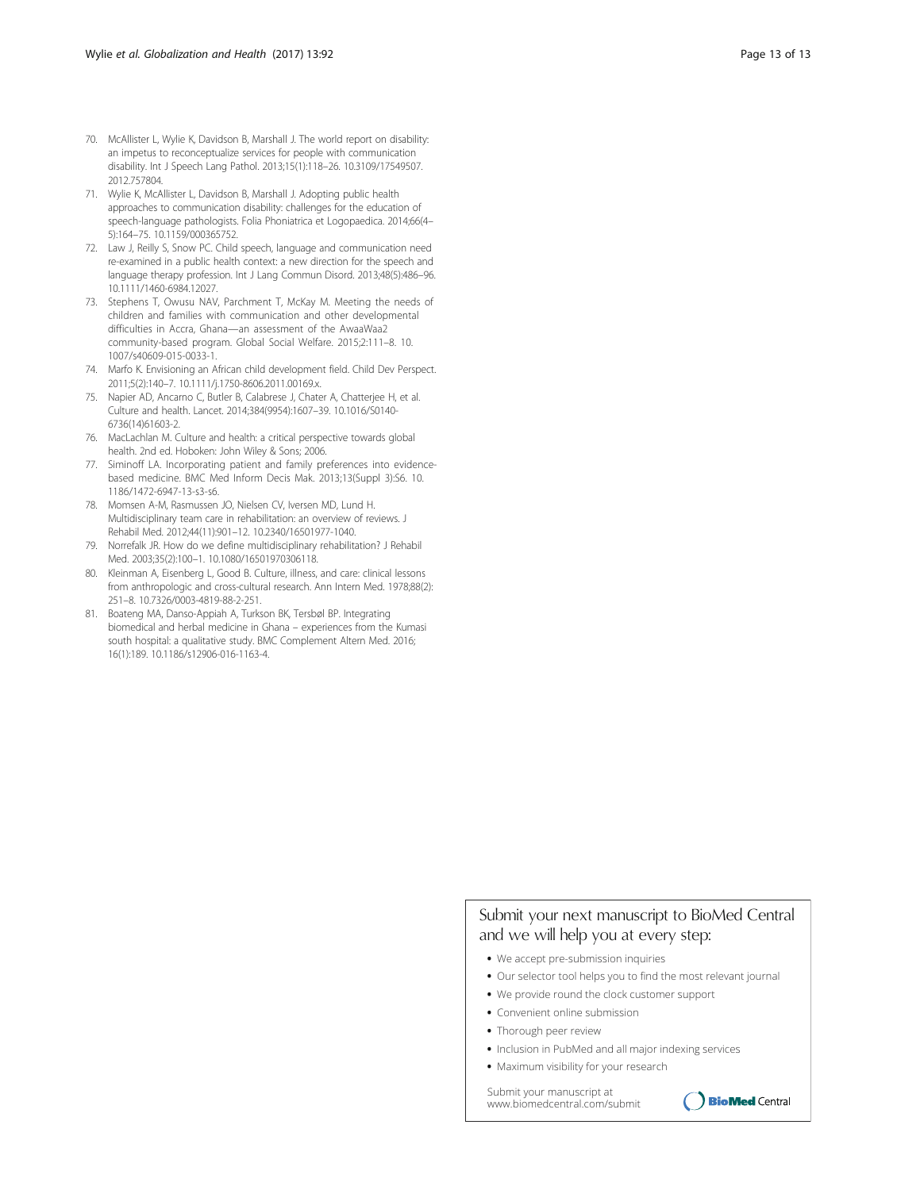70. McAllister L, Wylie K, Davidson B, Marshall J. The world report on disability: an impetus to reconceptualize services for people with communication disability. Int J Speech Lang Pathol. 2013;15(1):118–26. 10.3109/17549507.2012.757804.
71. Wylie K, McAllister L, Davidson B, Marshall J. Adopting public health approaches to communication disability: challenges for the education of speech-language pathologists. Folia Phoniatrica et Logopaedica. 2014;66(4–5):164–75. 10.1159/000365752.
72. Law J, Reilly S, Snow PC. Child speech, language and communication need re-examined in a public health context: a new direction for the speech and language therapy profession. Int J Lang Commun Disord. 2013;48(5):486–96. 10.1111/1460-6984.12027.
73. Stephens T, Owusu NAV, Parchment T, McKay M. Meeting the needs of children and families with communication and other developmental difficulties in Accra, Ghana—an assessment of the AwaaWaa2 community-based program. Global Social Welfare. 2015;2:111–8. 10.1007/s40609-015-0033-1.
74. Marfo K. Envisioning an African child development field. Child Dev Perspect. 2011;5(2):140–7. 10.1111/j.1750-8606.2011.00169.x.
75. Napier AD, Ancarno C, Butler B, Calabrese J, Chater A, Chatterjee H, et al. Culture and health. Lancet. 2014;384(9954):1607–39. 10.1016/S0140-6736(14)61603-2.
76. MacLachlan M. Culture and health: a critical perspective towards global health. 2nd ed. Hoboken: John Wiley & Sons; 2006.
77. Siminoff LA. Incorporating patient and family preferences into evidence-based medicine. BMC Med Inform Decis Mak. 2013;13(Suppl 3):S6. 10.1186/1472-6947-13-s3-s6.
78. Momsen A-M, Rasmussen JO, Nielsen CV, Iversen MD, Lund H. Multidisciplinary team care in rehabilitation: an overview of reviews. J Rehabil Med. 2012;44(11):901–12. 10.2340/16501977-1040.
79. Norrefalk JR. How do we define multidisciplinary rehabilitation? J Rehabil Med. 2003;35(2):100–1. 10.1080/16501970306118.
80. Kleinman A, Eisenberg L, Good B. Culture, illness, and care: clinical lessons from anthropologic and cross-cultural research. Ann Intern Med. 1978;88(2):251–8. 10.7326/0003-4819-88-2-251.
81. Boateng MA, Danso-Appiah A, Turkson BK, Tersbøl BP. Integrating biomedical and herbal medicine in Ghana – experiences from the Kumasi south hospital: a qualitative study. BMC Complement Altern Med. 2016;16(1):189. 10.1186/s12906-016-1163-4.

Submit your next manuscript to BioMed Central and we will help you at every step:

- We accept pre-submission inquiries
- Our selector tool helps you to find the most relevant journal
- We provide round the clock customer support
- Convenient online submission
- Thorough peer review
- Inclusion in PubMed and all major indexing services
- Maximum visibility for your research

Submit your manuscript at www.biomedcentral.com/submit

BioMed Central